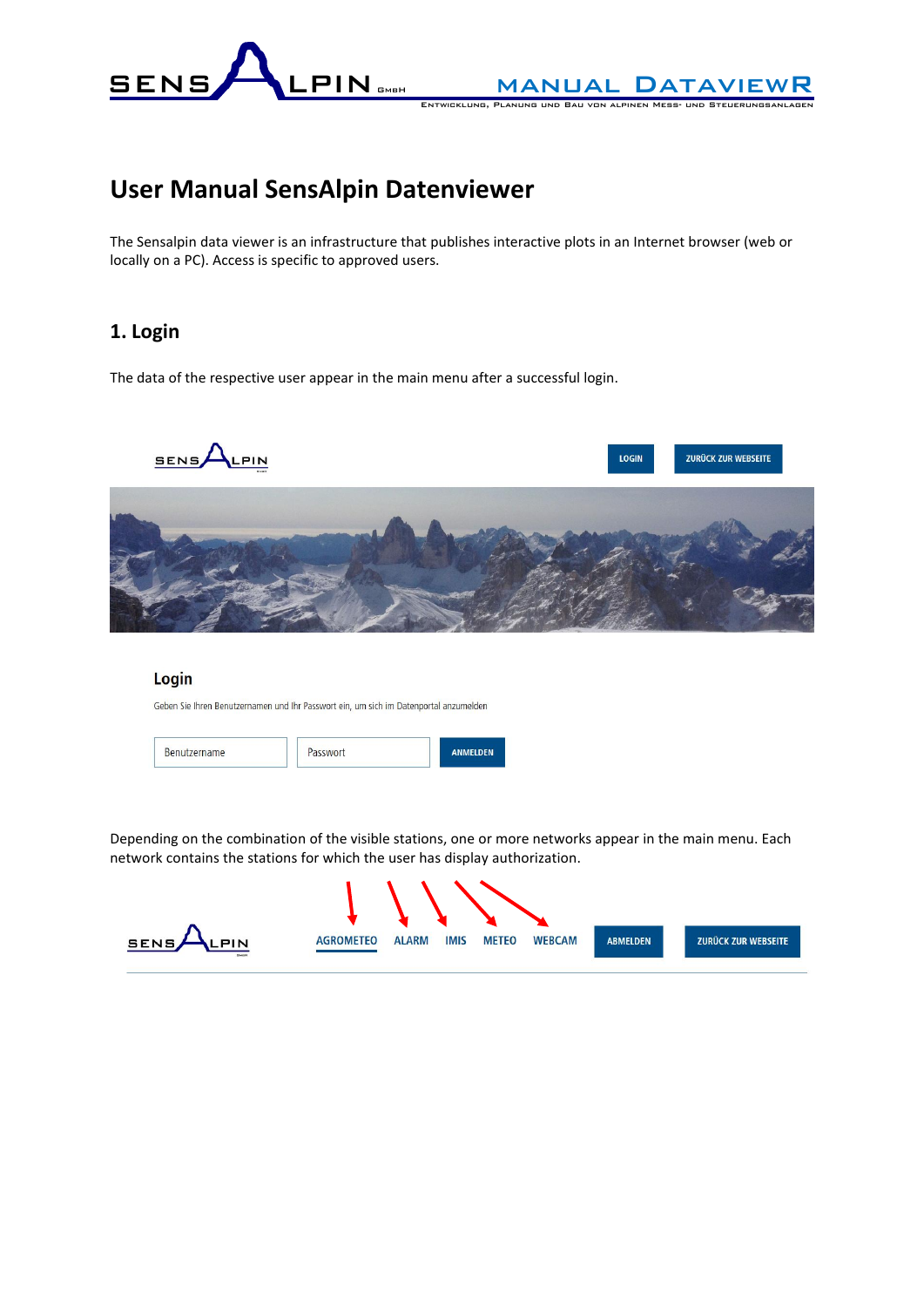# User Manual SensAlpin Datenviewer

The Sensalpin data viewer is an infrastructure that publishes interactive plots in an Internet browser (web or locally on a PC). Access is specific to approved users.

## 1. Login

The data of the respective user appear in the main menu after a successful login.

Depending on the combination of the visible stations, one or more networks appear in the main menu. Each network contains the stations for which the user has display authorization.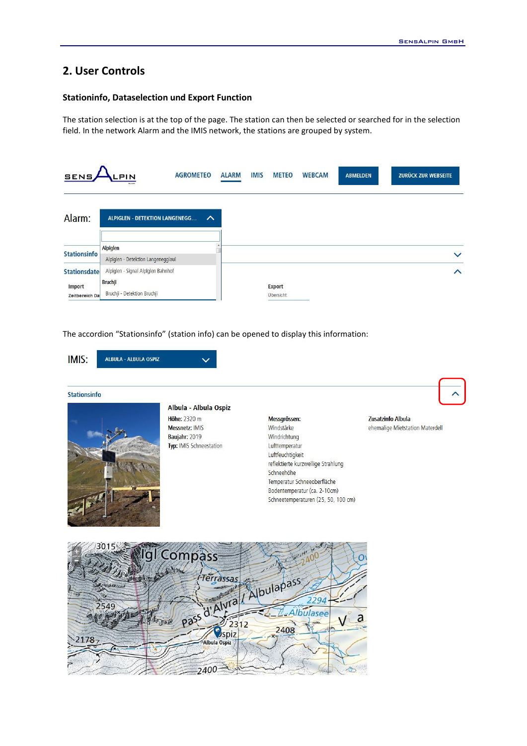## 2. User Controls

### Stationinfo, Dataselection und Export Function

The station selection is at the top of the page. The station can then be selected or searched for in the selection field. In the network Alarm and the IMIS network, the stations are grouped by system.

The accordion "Stationsinfo" (station info) can be opened to display this information: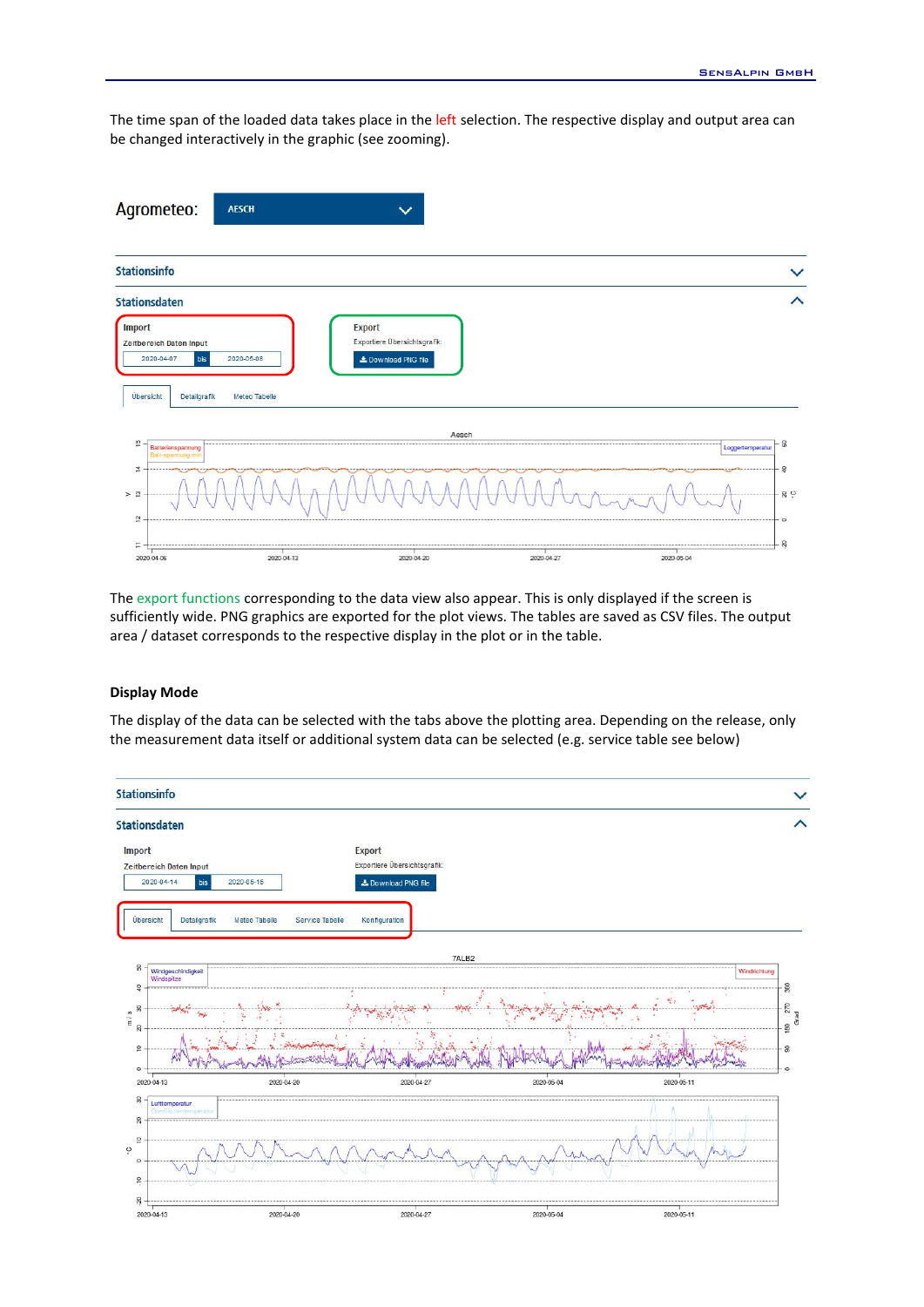The time span of the loaded data takes place in the left selection. The respective display and output area can be changed interactively in the graphic (see zooming).

The export functions corresponding to the data view also appear. This is only displayed if the screen is sufficiently wide. PNG graphics are exported for the plot views. The tables are saved as CSV files. The output area / dataset corresponds to the respective display in the plot or in the table.

### Display Mode

The display of the data can be selected with the tabs above the plotting area. Depending on the release, only the measurement data itself or additional system data can be selected (e.g. service table see below)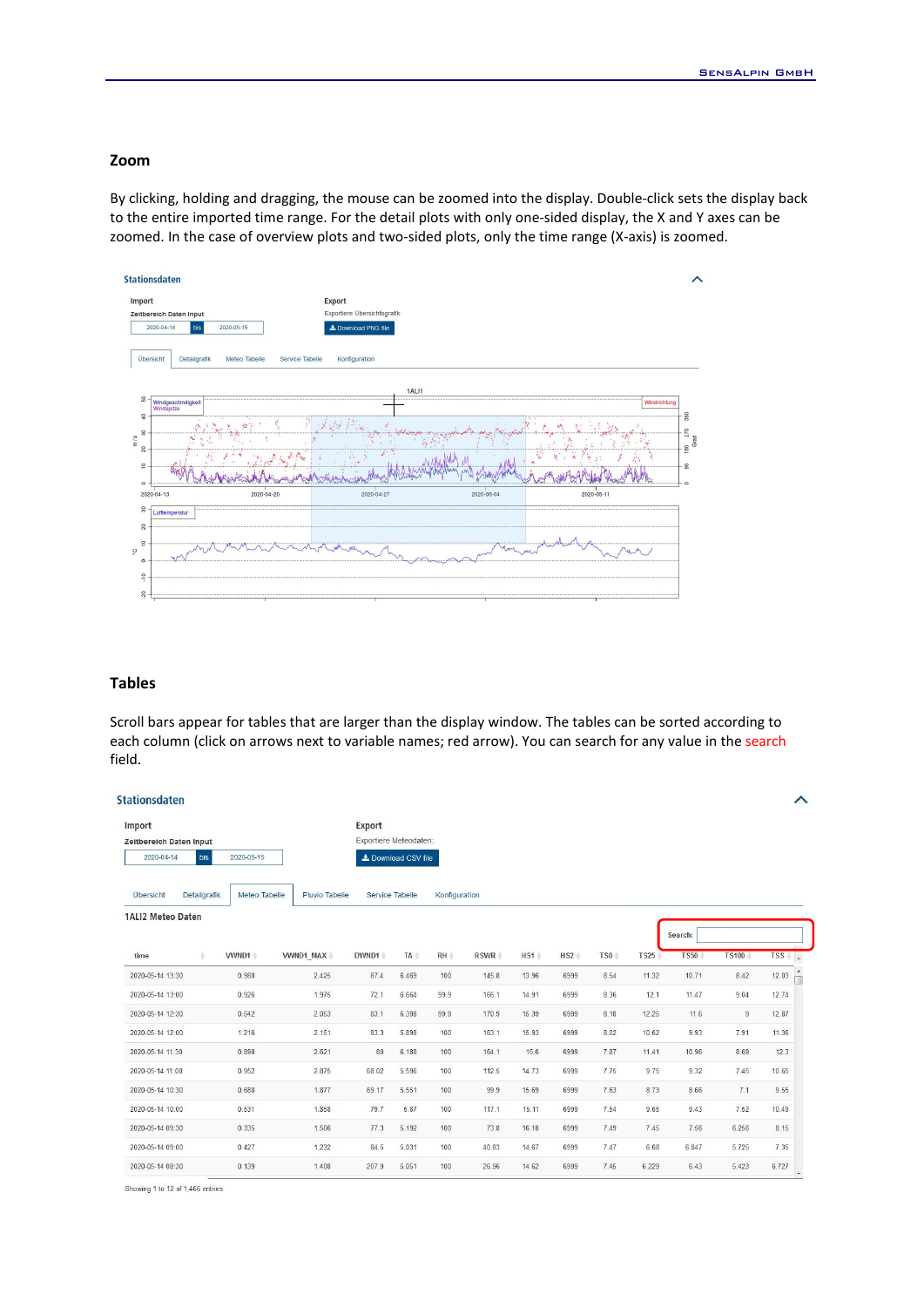## Zoom

By clicking, holding and dragging, the mouse can be zoomed into the display. Double-click sets the display back to the entire imported time range. For the detail plots with only one-sided display, the X and Y axes can be zoomed. In the case of overview plots and two-sided plots, only the time range (X-axis) is zoomed.

## Tables

Scroll bars appear for tables that are larger than the display window. The tables can be sorted according to each column (click on arrows next to variable names; red arrow). You can search for any value in the search field.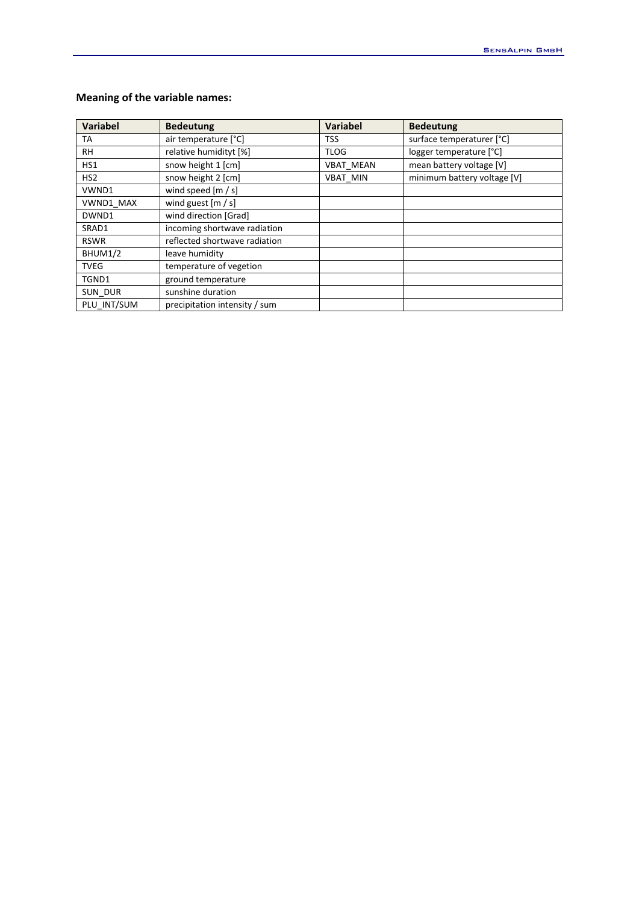**Meaning of the variable names:**

| Variabel | Bedeutung | Variabel | Bedeutung |
|---|---|---|---|
| TA | air temperature [°C] | TSS | surface temperaturer [°C] |
| RH | relative humidityt [%] | TLOG | logger temperature [°C] |
| HS1 | snow height 1 [cm] | VBAT_MEAN | mean battery voltage [V] |
| HS2 | snow height 2 [cm] | VBAT_MIN | minimum battery voltage [V] |
| VWND1 | wind speed [m / s] | | |
| VWND1_MAX | wind guest [m / s] | | |
| DWND1 | wind direction [Grad] | | |
| SRAD1 | incoming shortwave radiation | | |
| RSWR | reflected shortwave radiation | | |
| BHUM1/2 | leave humidity | | |
| TVEG | temperature of vegetion | | |
| TGND1 | ground temperature | | |
| SUN_DUR | sunshine duration | | |
| PLU_INT/SUM | precipitation intensity / sum | | |